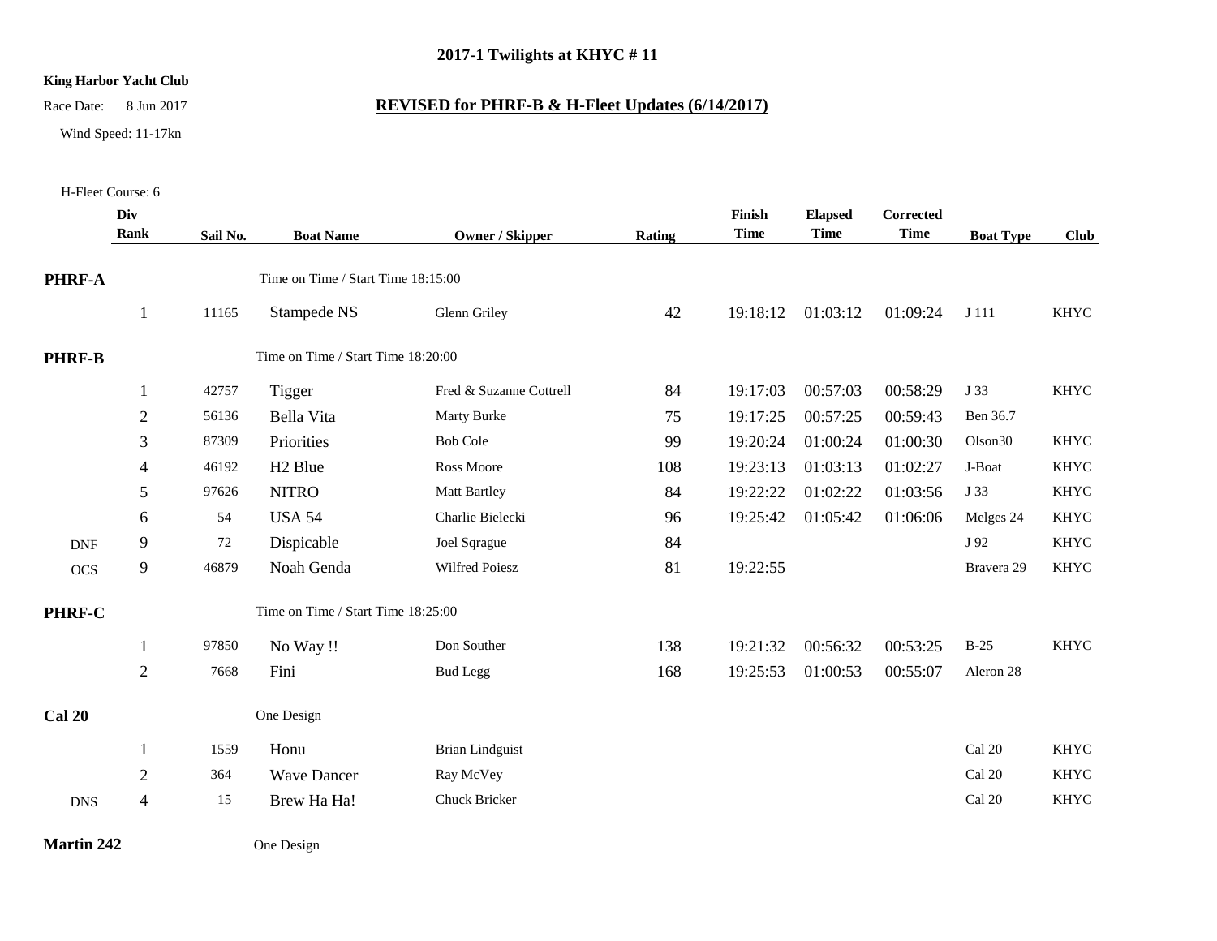## 2017-1 Twilights at KHYC # 11

**King Harbor Yacht Club**

Race Date: 8 Jun 2017

**REVISED for PHRF-B & H-Fleet Updates (6/14/2017)**

Wind Speed: 11-17kn

H-Fleet Course: 6

| | Div Rank | Sail No. | Boat Name | Owner / Skipper | Rating | Finish Time | Elapsed Time | Corrected Time | Boat Type | Club |
|---|---|---|---|---|---|---|---|---|---|---|
| **PHRF-A** | | | Time on Time / Start Time 18:15:00 | | | | | | | |
| | 1 | 11165 | Stampede NS | Glenn Griley | 42 | 19:18:12 | 01:03:12 | 01:09:24 | J 111 | KHYC |
| **PHRF-B** | | | Time on Time / Start Time 18:20:00 | | | | | | | |
| | 1 | 42757 | Tigger | Fred & Suzanne Cottrell | 84 | 19:17:03 | 00:57:03 | 00:58:29 | J 33 | KHYC |
| | 2 | 56136 | Bella Vita | Marty Burke | 75 | 19:17:25 | 00:57:25 | 00:59:43 | Ben 36.7 | |
| | 3 | 87309 | Priorities | Bob Cole | 99 | 19:20:24 | 01:00:24 | 01:00:30 | Olson30 | KHYC |
| | 4 | 46192 | H2 Blue | Ross Moore | 108 | 19:23:13 | 01:03:13 | 01:02:27 | J-Boat | KHYC |
| | 5 | 97626 | NITRO | Matt Bartley | 84 | 19:22:22 | 01:02:22 | 01:03:56 | J 33 | KHYC |
| | 6 | 54 | USA 54 | Charlie Bielecki | 96 | 19:25:42 | 01:05:42 | 01:06:06 | Melges 24 | KHYC |
| DNF | 9 | 72 | Dispicable | Joel Sqrague | 84 | | | | J 92 | KHYC |
| OCS | 9 | 46879 | Noah Genda | Wilfred Poiesz | 81 | 19:22:55 | | | Bravera 29 | KHYC |
| **PHRF-C** | | | Time on Time / Start Time 18:25:00 | | | | | | | |
| | 1 | 97850 | No Way !! | Don Souther | 138 | 19:21:32 | 00:56:32 | 00:53:25 | B-25 | KHYC |
| | 2 | 7668 | Fini | Bud Legg | 168 | 19:25:53 | 01:00:53 | 00:55:07 | Aleron 28 | |
| **Cal 20** | | | One Design | | | | | | | |
| | 1 | 1559 | Honu | Brian Lindguist | | | | | Cal 20 | KHYC |
| | 2 | 364 | Wave Dancer | Ray McVey | | | | | Cal 20 | KHYC |
| DNS | 4 | 15 | Brew Ha Ha! | Chuck Bricker | | | | | Cal 20 | KHYC |
| **Martin 242** | | | One Design | | | | | | | |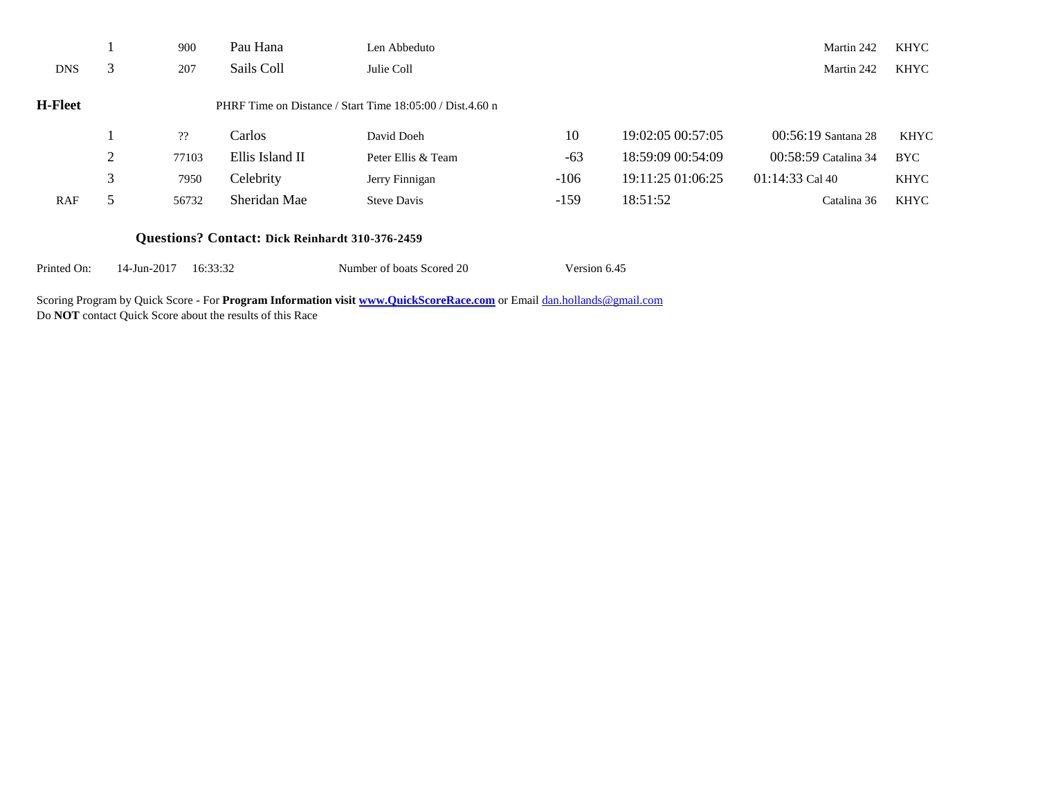| | | | | | | | | | | |
|---|---|---|---|---|---|---|---|---|---|---|
| | 1 | 900 | Pau Hana | Len Abbeduto | | | | | Martin 242 | KHYC |
| DNS | 3 | 207 | Sails Coll | Julie Coll | | | | | Martin 242 | KHYC |

**H-Fleet** PHRF Time on Distance / Start Time 18:05:00 / Dist.4.60 n

| | | | | | | | | | | |
|---|---|---|---|---|---|---|---|---|---|---|
| | 1 | ?? | Carlos | David Doeh | 10 | 19:02:05 | 00:57:05 | 00:56:19 | Santana 28 | KHYC |
| | 2 | 77103 | Ellis Island II | Peter Ellis & Team | -63 | 18:59:09 | 00:54:09 | 00:58:59 | Catalina 34 | BYC |
| | 3 | 7950 | Celebrity | Jerry Finnigan | -106 | 19:11:25 | 01:06:25 | 01:14:33 | Cal 40 | KHYC |
| RAF | 5 | 56732 | Sheridan Mae | Steve Davis | -159 | 18:51:52 | | | Catalina 36 | KHYC |

**Questions? Contact: Dick Reinhardt 310-376-2459**

Printed On: 14-Jun-2017 16:33:32 Number of boats Scored 20 Version 6.45

Scoring Program by Quick Score - For **Program Information visit [www.QuickScoreRace.com](http://www.QuickScoreRace.com)** or Email [dan.hollands@gmail.com](mailto:dan.hollands@gmail.com)
Do **NOT** contact Quick Score about the results of this Race